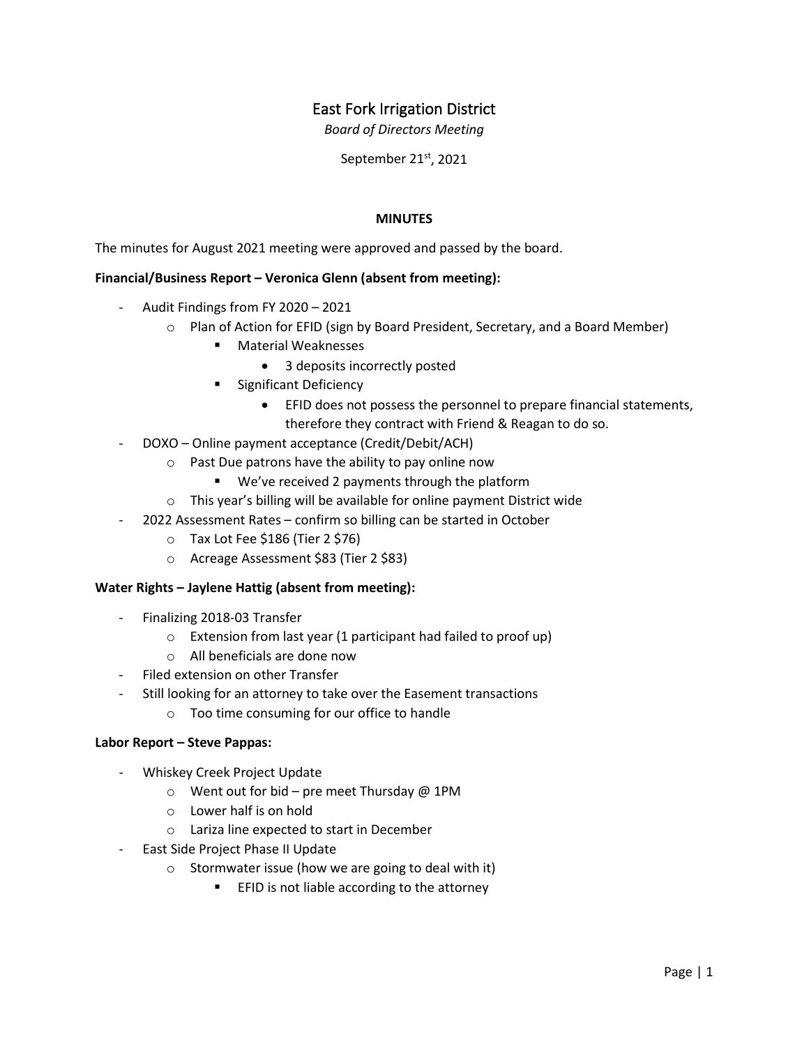# East Fork Irrigation District

*Board of Directors Meeting*

September 21st, 2021

**MINUTES**

The minutes for August 2021 meeting were approved and passed by the board.

**Financial/Business Report – Veronica Glenn (absent from meeting):**

- Audit Findings from FY 2020 – 2021
  - Plan of Action for EFID (sign by Board President, Secretary, and a Board Member)
    - Material Weaknesses
      - 3 deposits incorrectly posted
    - Significant Deficiency
      - EFID does not possess the personnel to prepare financial statements, therefore they contract with Friend & Reagan to do so.
- DOXO – Online payment acceptance (Credit/Debit/ACH)
  - Past Due patrons have the ability to pay online now
    - We've received 2 payments through the platform
  - This year's billing will be available for online payment District wide
- 2022 Assessment Rates – confirm so billing can be started in October
  - Tax Lot Fee $186 (Tier 2 $76)
  - Acreage Assessment $83 (Tier 2 $83)

**Water Rights – Jaylene Hattig (absent from meeting):**

- Finalizing 2018-03 Transfer
  - Extension from last year (1 participant had failed to proof up)
  - All beneficials are done now
- Filed extension on other Transfer
- Still looking for an attorney to take over the Easement transactions
  - Too time consuming for our office to handle

**Labor Report – Steve Pappas:**

- Whiskey Creek Project Update
  - Went out for bid – pre meet Thursday @ 1PM
  - Lower half is on hold
  - Lariza line expected to start in December
- East Side Project Phase II Update
  - Stormwater issue (how we are going to deal with it)
    - EFID is not liable according to the attorney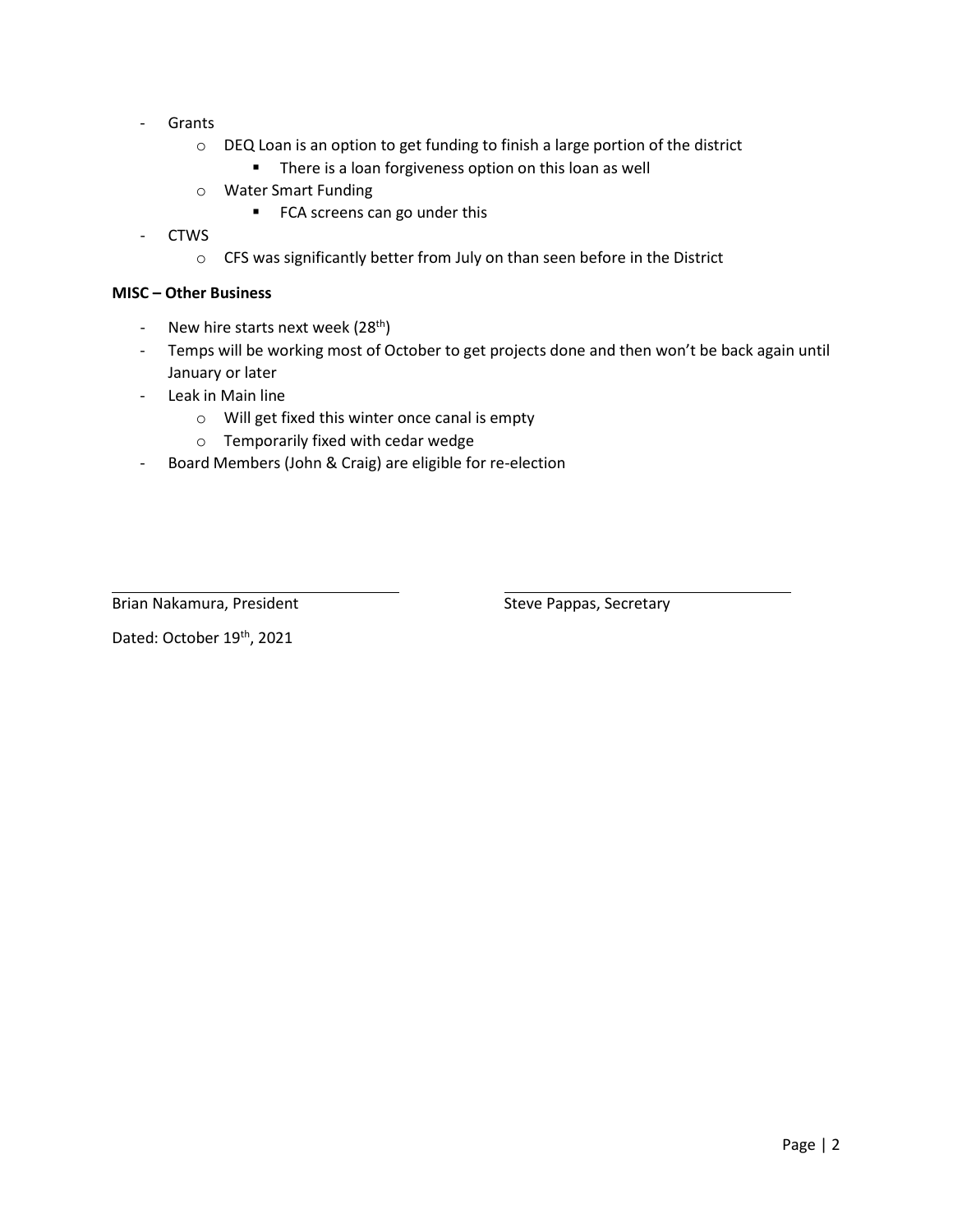- Grants
  - DEQ Loan is an option to get funding to finish a large portion of the district
    - There is a loan forgiveness option on this loan as well
  - Water Smart Funding
    - FCA screens can go under this
- CTWS
  - CFS was significantly better from July on than seen before in the District

**MISC – Other Business**

- New hire starts next week (28th)
- Temps will be working most of October to get projects done and then won't be back again until January or later
- Leak in Main line
  - Will get fixed this winter once canal is empty
  - Temporarily fixed with cedar wedge
- Board Members (John & Craig) are eligible for re-election

Brian Nakamura, President

Steve Pappas, Secretary

Dated: October 19th, 2021